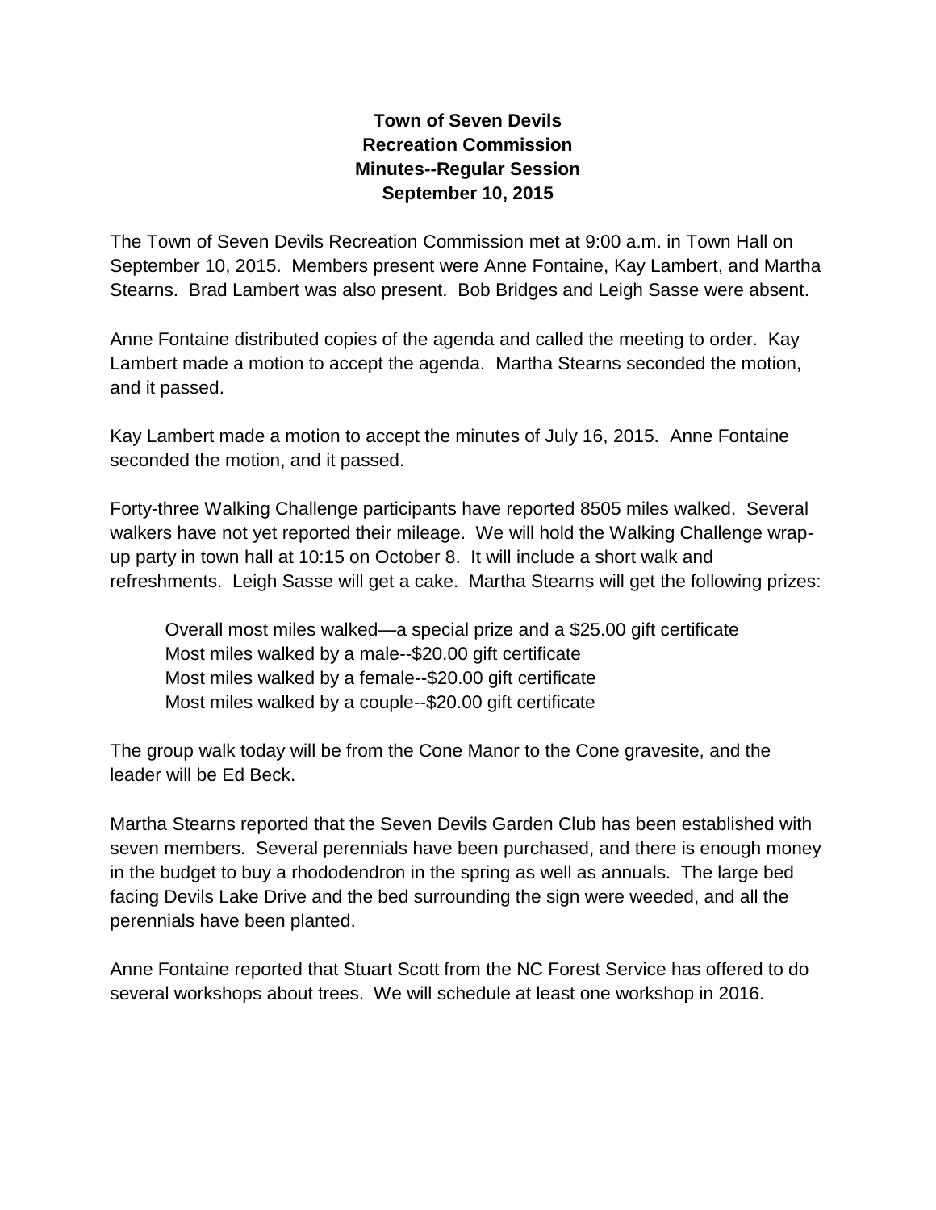# Town of Seven Devils
## Recreation Commission
## Minutes--Regular Session
## September 10, 2015

The Town of Seven Devils Recreation Commission met at 9:00 a.m. in Town Hall on September 10, 2015. Members present were Anne Fontaine, Kay Lambert, and Martha Stearns. Brad Lambert was also present. Bob Bridges and Leigh Sasse were absent.

Anne Fontaine distributed copies of the agenda and called the meeting to order. Kay Lambert made a motion to accept the agenda. Martha Stearns seconded the motion, and it passed.

Kay Lambert made a motion to accept the minutes of July 16, 2015. Anne Fontaine seconded the motion, and it passed.

Forty-three Walking Challenge participants have reported 8505 miles walked. Several walkers have not yet reported their mileage. We will hold the Walking Challenge wrap-up party in town hall at 10:15 on October 8. It will include a short walk and refreshments. Leigh Sasse will get a cake. Martha Stearns will get the following prizes:

- Overall most miles walked—a special prize and a $25.00 gift certificate
- Most miles walked by a male--$20.00 gift certificate
- Most miles walked by a female--$20.00 gift certificate
- Most miles walked by a couple--$20.00 gift certificate

The group walk today will be from the Cone Manor to the Cone gravesite, and the leader will be Ed Beck.

Martha Stearns reported that the Seven Devils Garden Club has been established with seven members. Several perennials have been purchased, and there is enough money in the budget to buy a rhododendron in the spring as well as annuals. The large bed facing Devils Lake Drive and the bed surrounding the sign were weeded, and all the perennials have been planted.

Anne Fontaine reported that Stuart Scott from the NC Forest Service has offered to do several workshops about trees. We will schedule at least one workshop in 2016.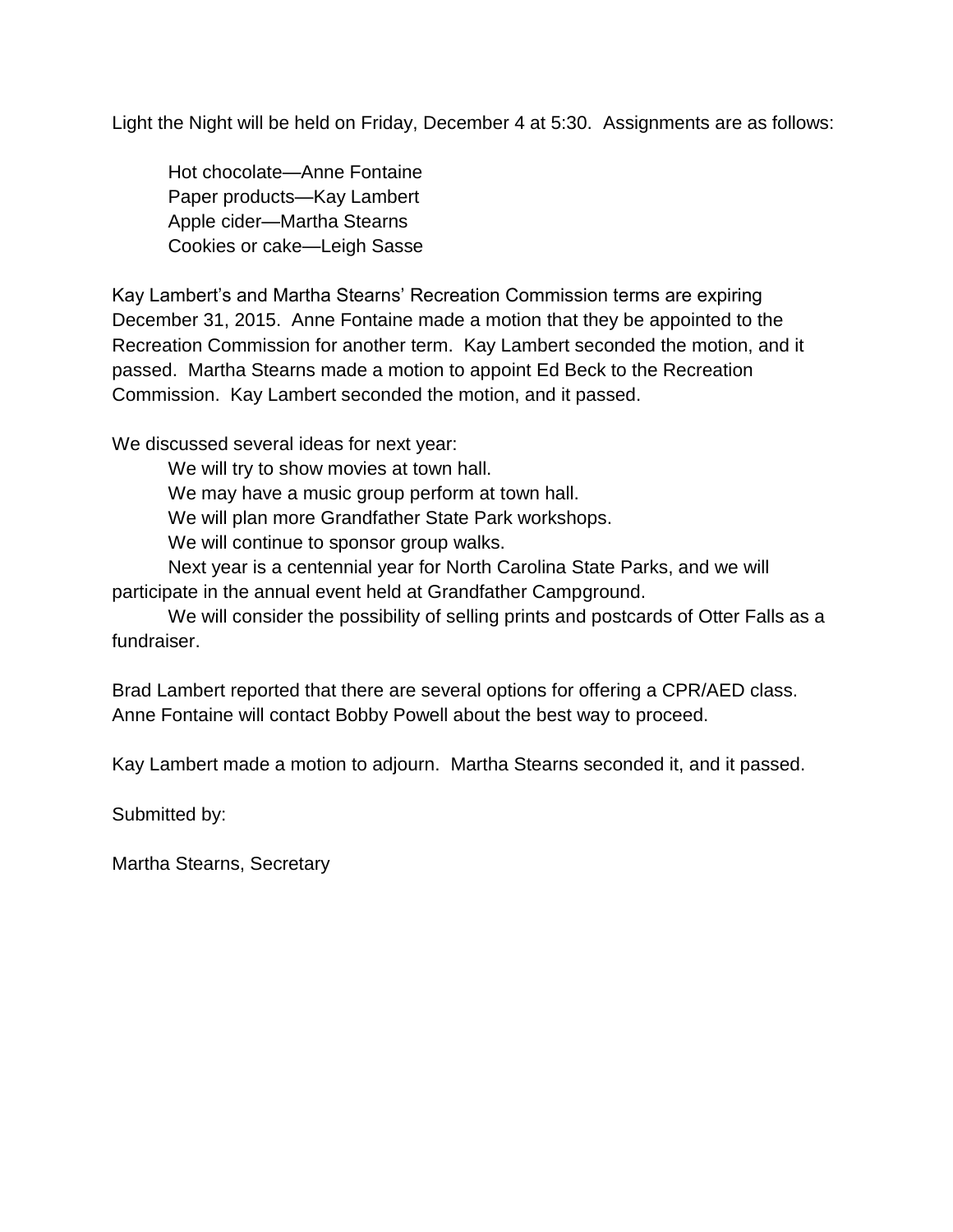Light the Night will be held on Friday, December 4 at 5:30. Assignments are as follows:

Hot chocolate—Anne Fontaine
Paper products—Kay Lambert
Apple cider—Martha Stearns
Cookies or cake—Leigh Sasse

Kay Lambert's and Martha Stearns' Recreation Commission terms are expiring December 31, 2015. Anne Fontaine made a motion that they be appointed to the Recreation Commission for another term. Kay Lambert seconded the motion, and it passed. Martha Stearns made a motion to appoint Ed Beck to the Recreation Commission. Kay Lambert seconded the motion, and it passed.

We discussed several ideas for next year:

We will try to show movies at town hall.
We may have a music group perform at town hall.
We will plan more Grandfather State Park workshops.
We will continue to sponsor group walks.
Next year is a centennial year for North Carolina State Parks, and we will participate in the annual event held at Grandfather Campground.
We will consider the possibility of selling prints and postcards of Otter Falls as a fundraiser.

Brad Lambert reported that there are several options for offering a CPR/AED class. Anne Fontaine will contact Bobby Powell about the best way to proceed.

Kay Lambert made a motion to adjourn. Martha Stearns seconded it, and it passed.

Submitted by:

Martha Stearns, Secretary